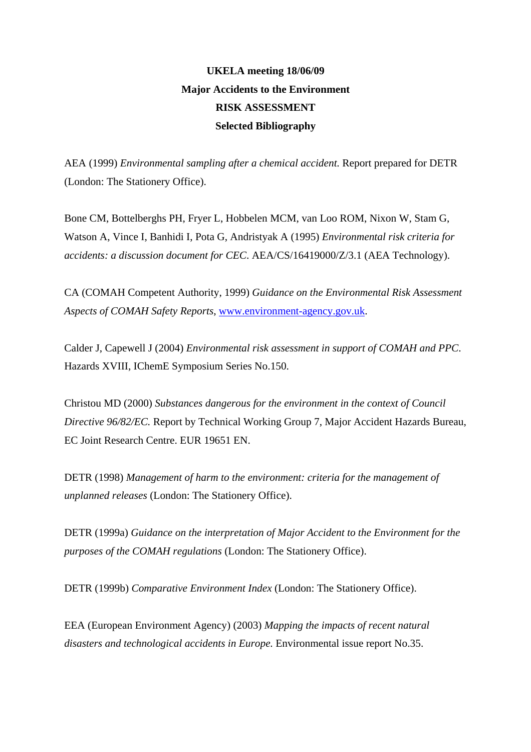**UKELA meeting 18/06/09**

**Major Accidents to the Environment**

**RISK ASSESSMENT**

**Selected Bibliography**

AEA (1999) *Environmental sampling after a chemical accident.* Report prepared for DETR (London: The Stationery Office).

Bone CM, Bottelberghs PH, Fryer L, Hobbelen MCM, van Loo ROM, Nixon W, Stam G, Watson A, Vince I, Banhidi I, Pota G, Andristyak A (1995) *Environmental risk criteria for accidents: a discussion document for CEC*. AEA/CS/16419000/Z/3.1 (AEA Technology).

CA (COMAH Competent Authority, 1999) *Guidance on the Environmental Risk Assessment Aspects of COMAH Safety Reports*, [www.environment-agency.gov.uk](www.environment-agency.gov.uk).

Calder J, Capewell J (2004) *Environmental risk assessment in support of COMAH and PPC*. Hazards XVIII, IChemE Symposium Series No.150.

Christou MD (2000) *Substances dangerous for the environment in the context of Council Directive 96/82/EC.* Report by Technical Working Group 7, Major Accident Hazards Bureau, EC Joint Research Centre. EUR 19651 EN.

DETR (1998) *Management of harm to the environment: criteria for the management of unplanned releases* (London: The Stationery Office).

DETR (1999a) *Guidance on the interpretation of Major Accident to the Environment for the purposes of the COMAH regulations* (London: The Stationery Office).

DETR (1999b) *Comparative Environment Index* (London: The Stationery Office).

EEA (European Environment Agency) (2003) *Mapping the impacts of recent natural disasters and technological accidents in Europe.* Environmental issue report No.35.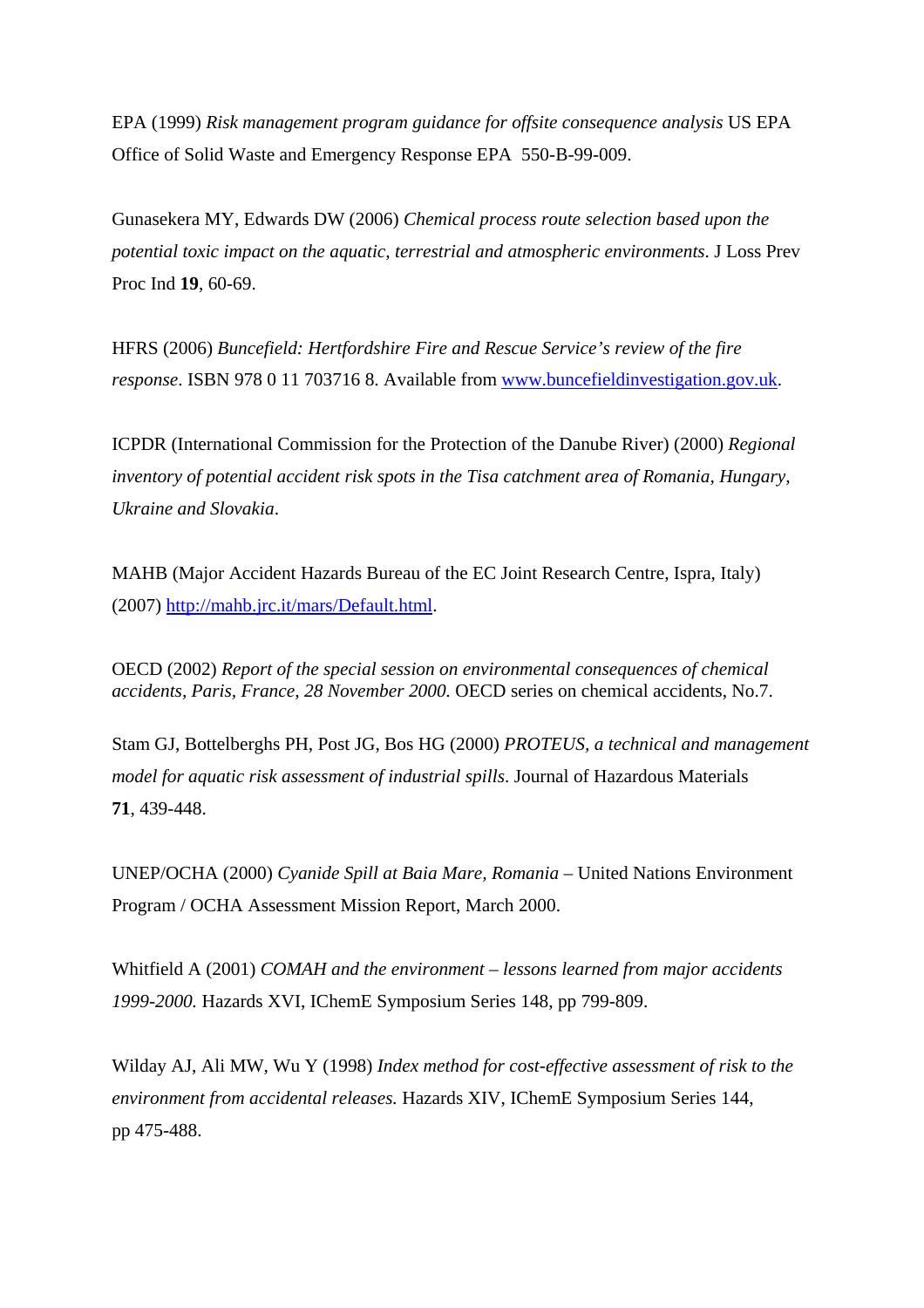EPA (1999) *Risk management program guidance for offsite consequence analysis* US EPA Office of Solid Waste and Emergency Response EPA 550-B-99-009.

Gunasekera MY, Edwards DW (2006) *Chemical process route selection based upon the potential toxic impact on the aquatic, terrestrial and atmospheric environments*. J Loss Prev Proc Ind **19**, 60-69.

HFRS (2006) *Buncefield: Hertfordshire Fire and Rescue Service's review of the fire response*. ISBN 978 0 11 703716 8. Available from www.buncefieldinvestigation.gov.uk.

ICPDR (International Commission for the Protection of the Danube River) (2000) *Regional inventory of potential accident risk spots in the Tisa catchment area of Romania, Hungary, Ukraine and Slovakia*.

MAHB (Major Accident Hazards Bureau of the EC Joint Research Centre, Ispra, Italy) (2007) http://mahb.jrc.it/mars/Default.html.

OECD (2002) *Report of the special session on environmental consequences of chemical accidents, Paris, France, 28 November 2000.* OECD series on chemical accidents, No.7.

Stam GJ, Bottelberghs PH, Post JG, Bos HG (2000) *PROTEUS, a technical and management model for aquatic risk assessment of industrial spills*. Journal of Hazardous Materials **71**, 439-448.

UNEP/OCHA (2000) *Cyanide Spill at Baia Mare, Romania* – United Nations Environment Program / OCHA Assessment Mission Report, March 2000.

Whitfield A (2001) *COMAH and the environment – lessons learned from major accidents 1999-2000.* Hazards XVI, IChemE Symposium Series 148, pp 799-809.

Wilday AJ, Ali MW, Wu Y (1998) *Index method for cost-effective assessment of risk to the environment from accidental releases.* Hazards XIV, IChemE Symposium Series 144, pp 475-488.